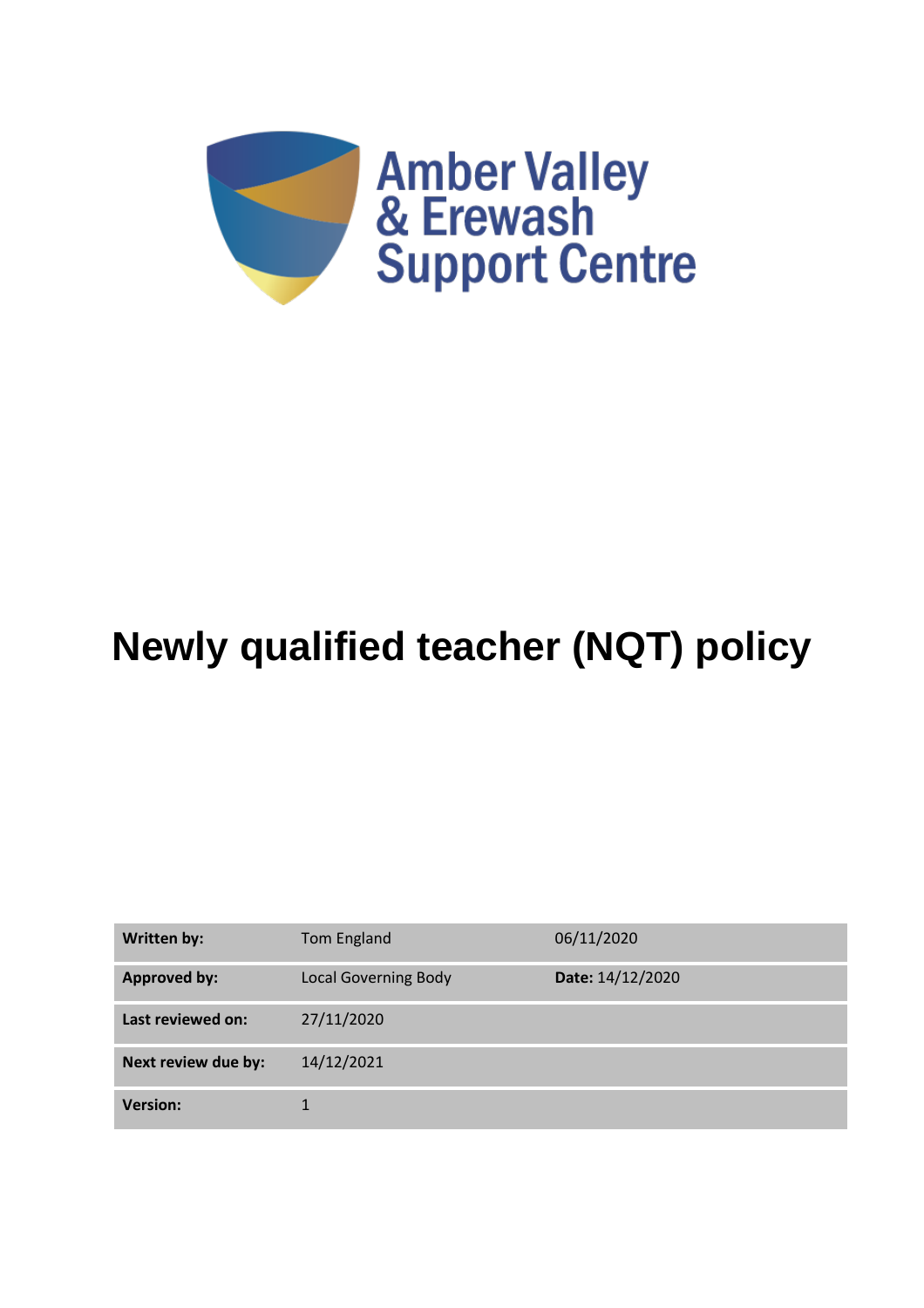Amber Valley & Erewash Support Centre

# Newly qualified teacher (NQT) policy

| **Written by:** | Tom England | 06/11/2020 |
|---|---|---|
| **Approved by:** | Local Governing Body | **Date:** 14/12/2020 |
| **Last reviewed on:** | 27/11/2020 | |
| **Next review due by:** | 14/12/2021 | |
| **Version:** | 1 | |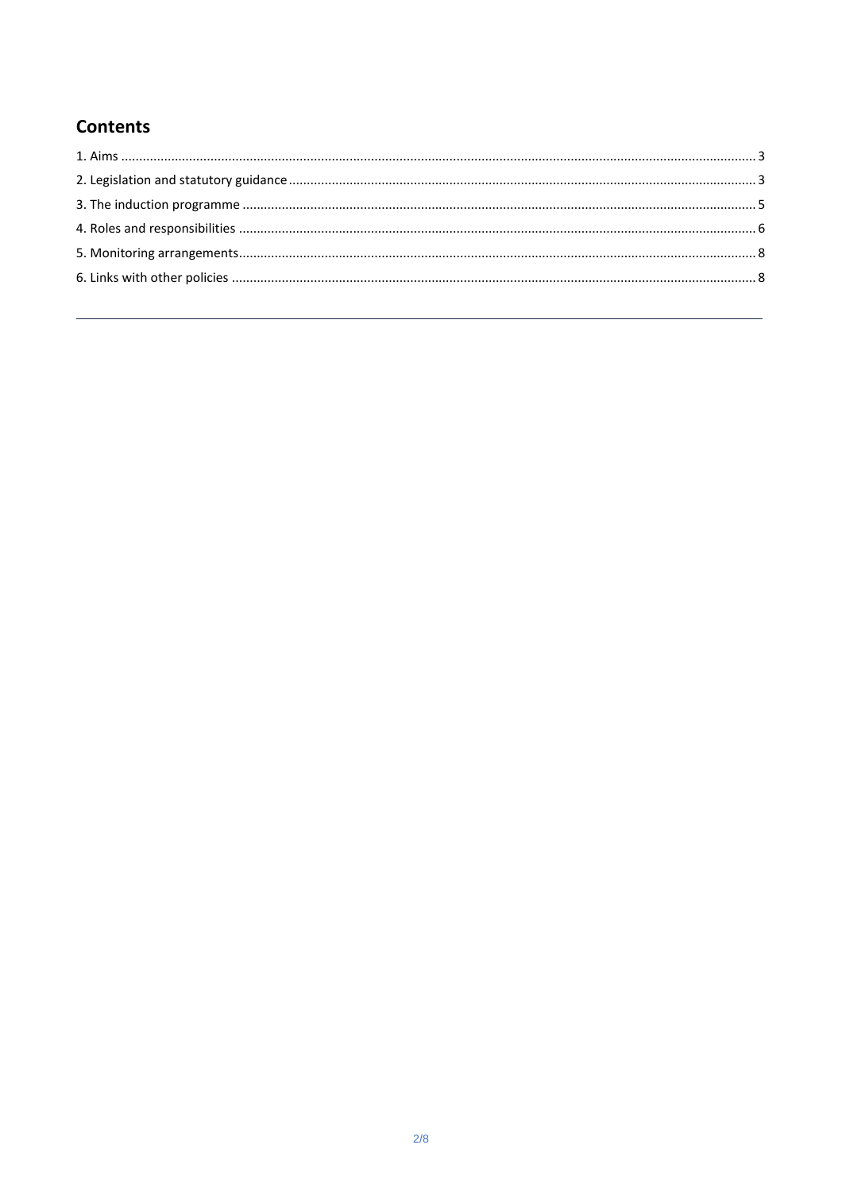## Contents

1. Aims .......... 3
2. Legislation and statutory guidance .......... 3
3. The induction programme .......... 5
4. Roles and responsibilities .......... 6
5. Monitoring arrangements .......... 8
6. Links with other policies .......... 8

---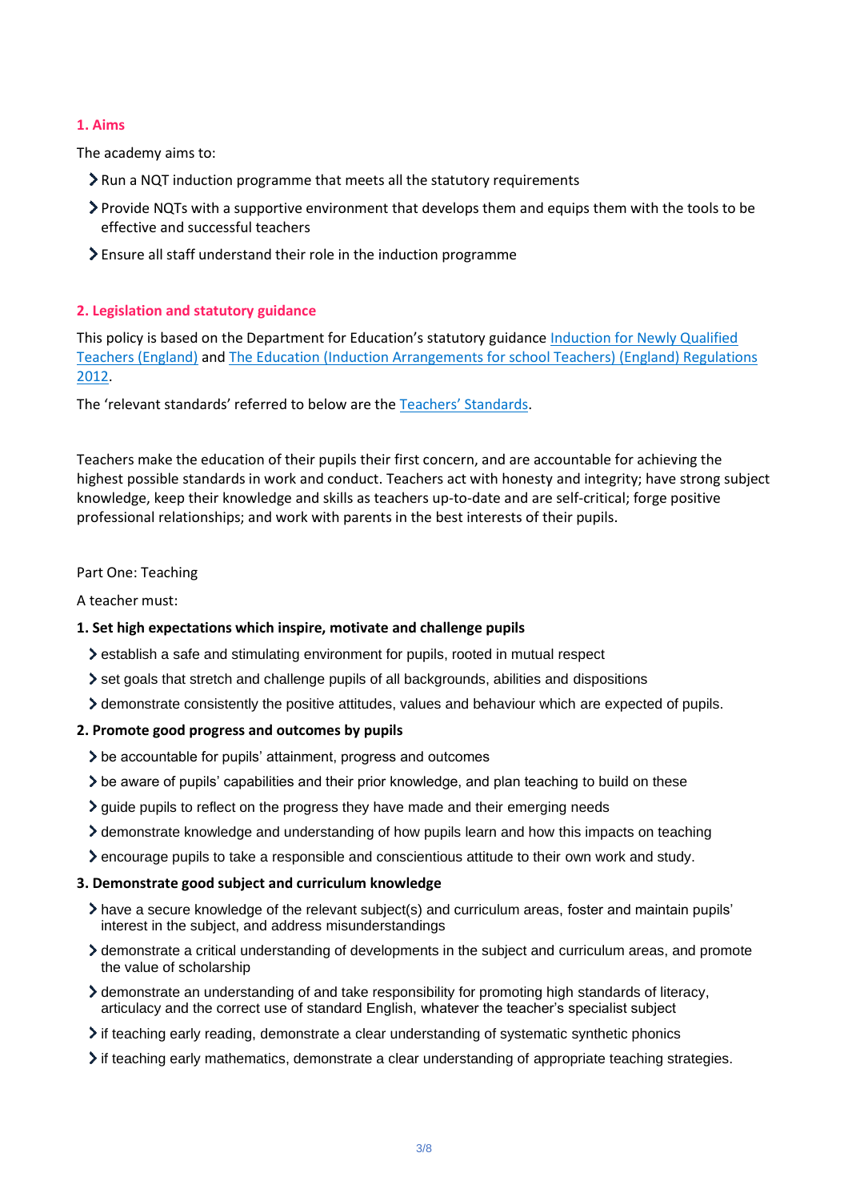## 1. Aims

The academy aims to:

- Run a NQT induction programme that meets all the statutory requirements
- Provide NQTs with a supportive environment that develops them and equips them with the tools to be effective and successful teachers
- Ensure all staff understand their role in the induction programme

## 2. Legislation and statutory guidance

This policy is based on the Department for Education's statutory guidance Induction for Newly Qualified Teachers (England) and The Education (Induction Arrangements for school Teachers) (England) Regulations 2012.

The 'relevant standards' referred to below are the Teachers' Standards.

Teachers make the education of their pupils their first concern, and are accountable for achieving the highest possible standards in work and conduct. Teachers act with honesty and integrity; have strong subject knowledge, keep their knowledge and skills as teachers up-to-date and are self-critical; forge positive professional relationships; and work with parents in the best interests of their pupils.

Part One: Teaching

A teacher must:

**1. Set high expectations which inspire, motivate and challenge pupils**

- establish a safe and stimulating environment for pupils, rooted in mutual respect
- set goals that stretch and challenge pupils of all backgrounds, abilities and dispositions
- demonstrate consistently the positive attitudes, values and behaviour which are expected of pupils.

**2. Promote good progress and outcomes by pupils**

- be accountable for pupils' attainment, progress and outcomes
- be aware of pupils' capabilities and their prior knowledge, and plan teaching to build on these
- guide pupils to reflect on the progress they have made and their emerging needs
- demonstrate knowledge and understanding of how pupils learn and how this impacts on teaching
- encourage pupils to take a responsible and conscientious attitude to their own work and study.

**3. Demonstrate good subject and curriculum knowledge**

- have a secure knowledge of the relevant subject(s) and curriculum areas, foster and maintain pupils' interest in the subject, and address misunderstandings
- demonstrate a critical understanding of developments in the subject and curriculum areas, and promote the value of scholarship
- demonstrate an understanding of and take responsibility for promoting high standards of literacy, articulacy and the correct use of standard English, whatever the teacher's specialist subject
- if teaching early reading, demonstrate a clear understanding of systematic synthetic phonics
- if teaching early mathematics, demonstrate a clear understanding of appropriate teaching strategies.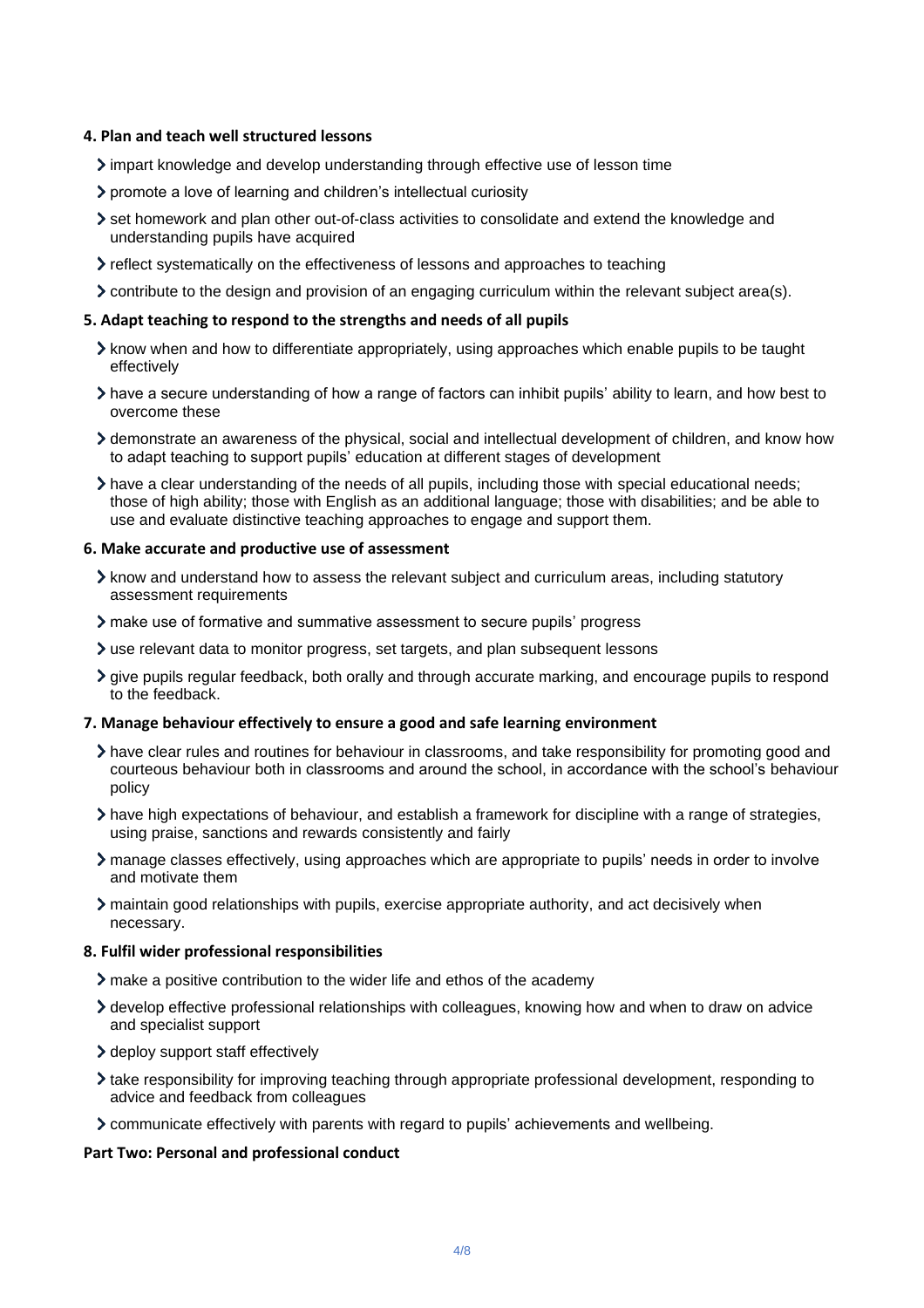**4. Plan and teach well structured lessons**

- impart knowledge and develop understanding through effective use of lesson time
- promote a love of learning and children's intellectual curiosity
- set homework and plan other out-of-class activities to consolidate and extend the knowledge and understanding pupils have acquired
- reflect systematically on the effectiveness of lessons and approaches to teaching
- contribute to the design and provision of an engaging curriculum within the relevant subject area(s).

**5. Adapt teaching to respond to the strengths and needs of all pupils**

- know when and how to differentiate appropriately, using approaches which enable pupils to be taught effectively
- have a secure understanding of how a range of factors can inhibit pupils' ability to learn, and how best to overcome these
- demonstrate an awareness of the physical, social and intellectual development of children, and know how to adapt teaching to support pupils' education at different stages of development
- have a clear understanding of the needs of all pupils, including those with special educational needs; those of high ability; those with English as an additional language; those with disabilities; and be able to use and evaluate distinctive teaching approaches to engage and support them.

**6. Make accurate and productive use of assessment**

- know and understand how to assess the relevant subject and curriculum areas, including statutory assessment requirements
- make use of formative and summative assessment to secure pupils' progress
- use relevant data to monitor progress, set targets, and plan subsequent lessons
- give pupils regular feedback, both orally and through accurate marking, and encourage pupils to respond to the feedback.

**7. Manage behaviour effectively to ensure a good and safe learning environment**

- have clear rules and routines for behaviour in classrooms, and take responsibility for promoting good and courteous behaviour both in classrooms and around the school, in accordance with the school's behaviour policy
- have high expectations of behaviour, and establish a framework for discipline with a range of strategies, using praise, sanctions and rewards consistently and fairly
- manage classes effectively, using approaches which are appropriate to pupils' needs in order to involve and motivate them
- maintain good relationships with pupils, exercise appropriate authority, and act decisively when necessary.

**8. Fulfil wider professional responsibilities**

- make a positive contribution to the wider life and ethos of the academy
- develop effective professional relationships with colleagues, knowing how and when to draw on advice and specialist support
- deploy support staff effectively
- take responsibility for improving teaching through appropriate professional development, responding to advice and feedback from colleagues
- communicate effectively with parents with regard to pupils' achievements and wellbeing.

**Part Two: Personal and professional conduct**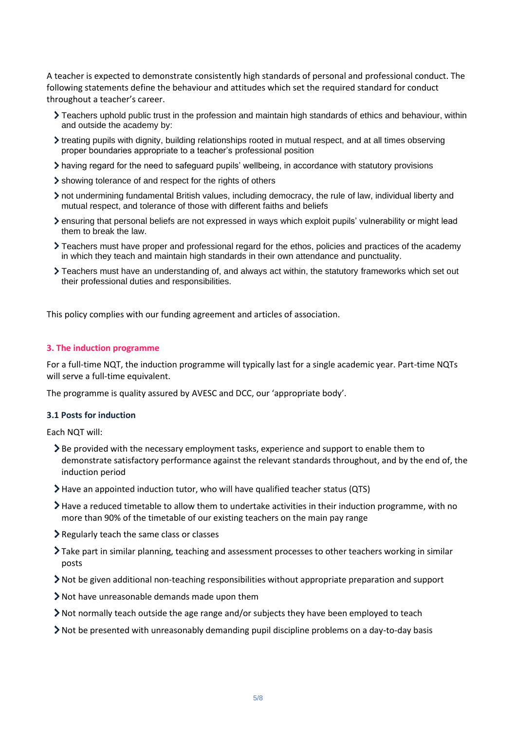A teacher is expected to demonstrate consistently high standards of personal and professional conduct. The following statements define the behaviour and attitudes which set the required standard for conduct throughout a teacher's career.

- Teachers uphold public trust in the profession and maintain high standards of ethics and behaviour, within and outside the academy by:
- treating pupils with dignity, building relationships rooted in mutual respect, and at all times observing proper boundaries appropriate to a teacher's professional position
- having regard for the need to safeguard pupils' wellbeing, in accordance with statutory provisions
- showing tolerance of and respect for the rights of others
- not undermining fundamental British values, including democracy, the rule of law, individual liberty and mutual respect, and tolerance of those with different faiths and beliefs
- ensuring that personal beliefs are not expressed in ways which exploit pupils' vulnerability or might lead them to break the law.
- Teachers must have proper and professional regard for the ethos, policies and practices of the academy in which they teach and maintain high standards in their own attendance and punctuality.
- Teachers must have an understanding of, and always act within, the statutory frameworks which set out their professional duties and responsibilities.

This policy complies with our funding agreement and articles of association.

## 3. The induction programme

For a full-time NQT, the induction programme will typically last for a single academic year. Part-time NQTs will serve a full-time equivalent.

The programme is quality assured by AVESC and DCC, our 'appropriate body'.

### 3.1 Posts for induction

Each NQT will:

- Be provided with the necessary employment tasks, experience and support to enable them to demonstrate satisfactory performance against the relevant standards throughout, and by the end of, the induction period
- Have an appointed induction tutor, who will have qualified teacher status (QTS)
- Have a reduced timetable to allow them to undertake activities in their induction programme, with no more than 90% of the timetable of our existing teachers on the main pay range
- Regularly teach the same class or classes
- Take part in similar planning, teaching and assessment processes to other teachers working in similar posts
- Not be given additional non-teaching responsibilities without appropriate preparation and support
- Not have unreasonable demands made upon them
- Not normally teach outside the age range and/or subjects they have been employed to teach
- Not be presented with unreasonably demanding pupil discipline problems on a day-to-day basis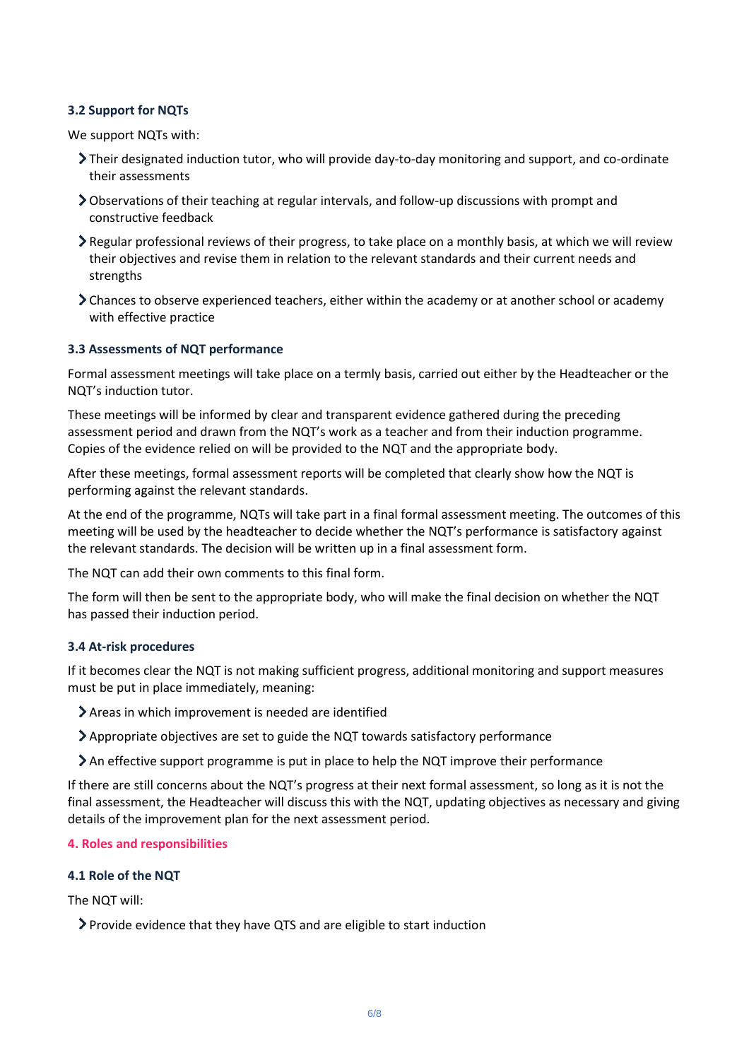### 3.2 Support for NQTs

We support NQTs with:

- Their designated induction tutor, who will provide day-to-day monitoring and support, and co-ordinate their assessments
- Observations of their teaching at regular intervals, and follow-up discussions with prompt and constructive feedback
- Regular professional reviews of their progress, to take place on a monthly basis, at which we will review their objectives and revise them in relation to the relevant standards and their current needs and strengths
- Chances to observe experienced teachers, either within the academy or at another school or academy with effective practice

### 3.3 Assessments of NQT performance

Formal assessment meetings will take place on a termly basis, carried out either by the Headteacher or the NQT's induction tutor.

These meetings will be informed by clear and transparent evidence gathered during the preceding assessment period and drawn from the NQT's work as a teacher and from their induction programme. Copies of the evidence relied on will be provided to the NQT and the appropriate body.

After these meetings, formal assessment reports will be completed that clearly show how the NQT is performing against the relevant standards.

At the end of the programme, NQTs will take part in a final formal assessment meeting. The outcomes of this meeting will be used by the headteacher to decide whether the NQT's performance is satisfactory against the relevant standards. The decision will be written up in a final assessment form.

The NQT can add their own comments to this final form.

The form will then be sent to the appropriate body, who will make the final decision on whether the NQT has passed their induction period.

### 3.4 At-risk procedures

If it becomes clear the NQT is not making sufficient progress, additional monitoring and support measures must be put in place immediately, meaning:

- Areas in which improvement is needed are identified
- Appropriate objectives are set to guide the NQT towards satisfactory performance
- An effective support programme is put in place to help the NQT improve their performance

If there are still concerns about the NQT's progress at their next formal assessment, so long as it is not the final assessment, the Headteacher will discuss this with the NQT, updating objectives as necessary and giving details of the improvement plan for the next assessment period.

## 4. Roles and responsibilities

### 4.1 Role of the NQT

The NQT will:

- Provide evidence that they have QTS and are eligible to start induction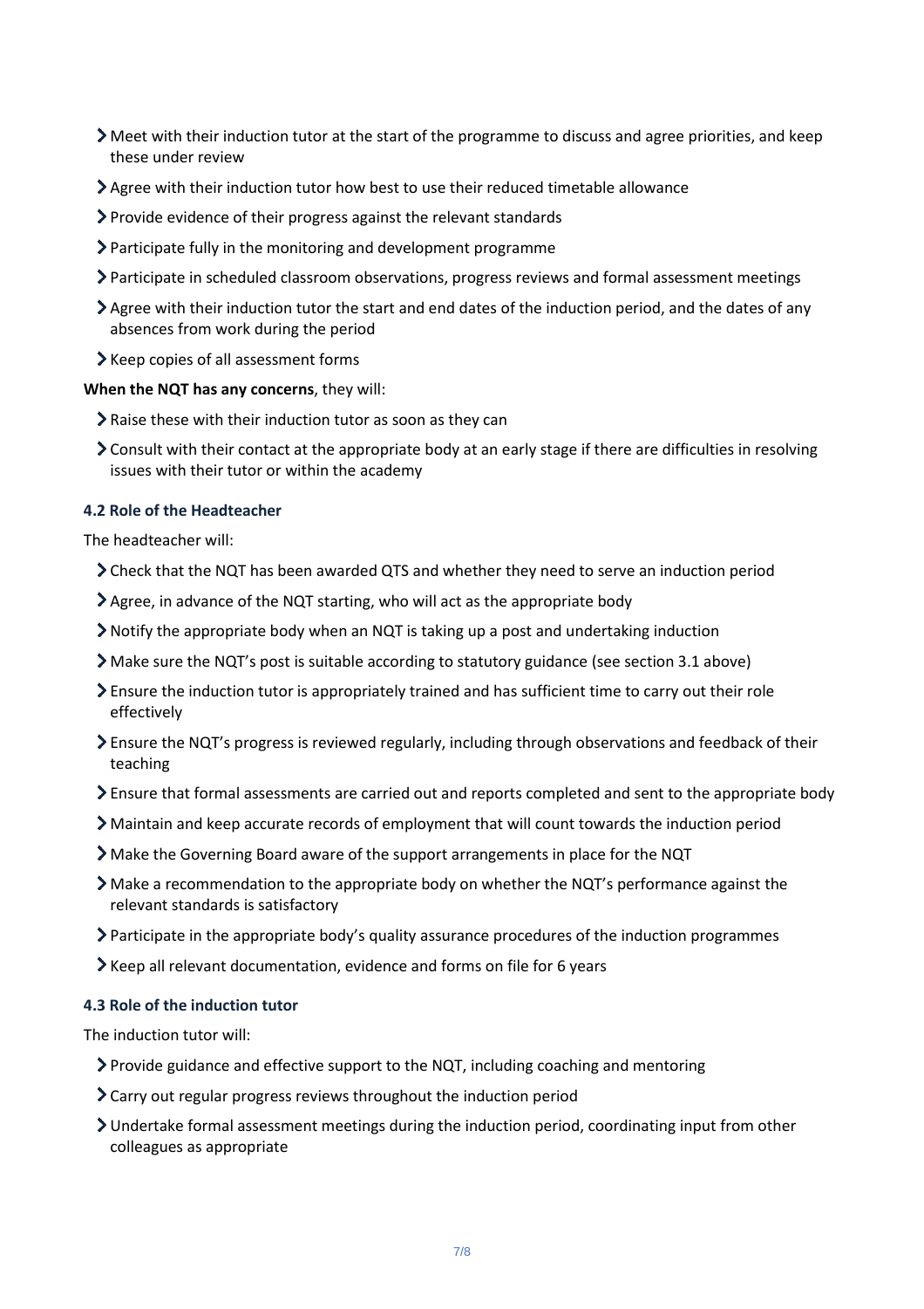- Meet with their induction tutor at the start of the programme to discuss and agree priorities, and keep these under review
- Agree with their induction tutor how best to use their reduced timetable allowance
- Provide evidence of their progress against the relevant standards
- Participate fully in the monitoring and development programme
- Participate in scheduled classroom observations, progress reviews and formal assessment meetings
- Agree with their induction tutor the start and end dates of the induction period, and the dates of any absences from work during the period
- Keep copies of all assessment forms

**When the NQT has any concerns**, they will:

- Raise these with their induction tutor as soon as they can
- Consult with their contact at the appropriate body at an early stage if there are difficulties in resolving issues with their tutor or within the academy

### 4.2 Role of the Headteacher

The headteacher will:

- Check that the NQT has been awarded QTS and whether they need to serve an induction period
- Agree, in advance of the NQT starting, who will act as the appropriate body
- Notify the appropriate body when an NQT is taking up a post and undertaking induction
- Make sure the NQT's post is suitable according to statutory guidance (see section 3.1 above)
- Ensure the induction tutor is appropriately trained and has sufficient time to carry out their role effectively
- Ensure the NQT's progress is reviewed regularly, including through observations and feedback of their teaching
- Ensure that formal assessments are carried out and reports completed and sent to the appropriate body
- Maintain and keep accurate records of employment that will count towards the induction period
- Make the Governing Board aware of the support arrangements in place for the NQT
- Make a recommendation to the appropriate body on whether the NQT's performance against the relevant standards is satisfactory
- Participate in the appropriate body's quality assurance procedures of the induction programmes
- Keep all relevant documentation, evidence and forms on file for 6 years

### 4.3 Role of the induction tutor

The induction tutor will:

- Provide guidance and effective support to the NQT, including coaching and mentoring
- Carry out regular progress reviews throughout the induction period
- Undertake formal assessment meetings during the induction period, coordinating input from other colleagues as appropriate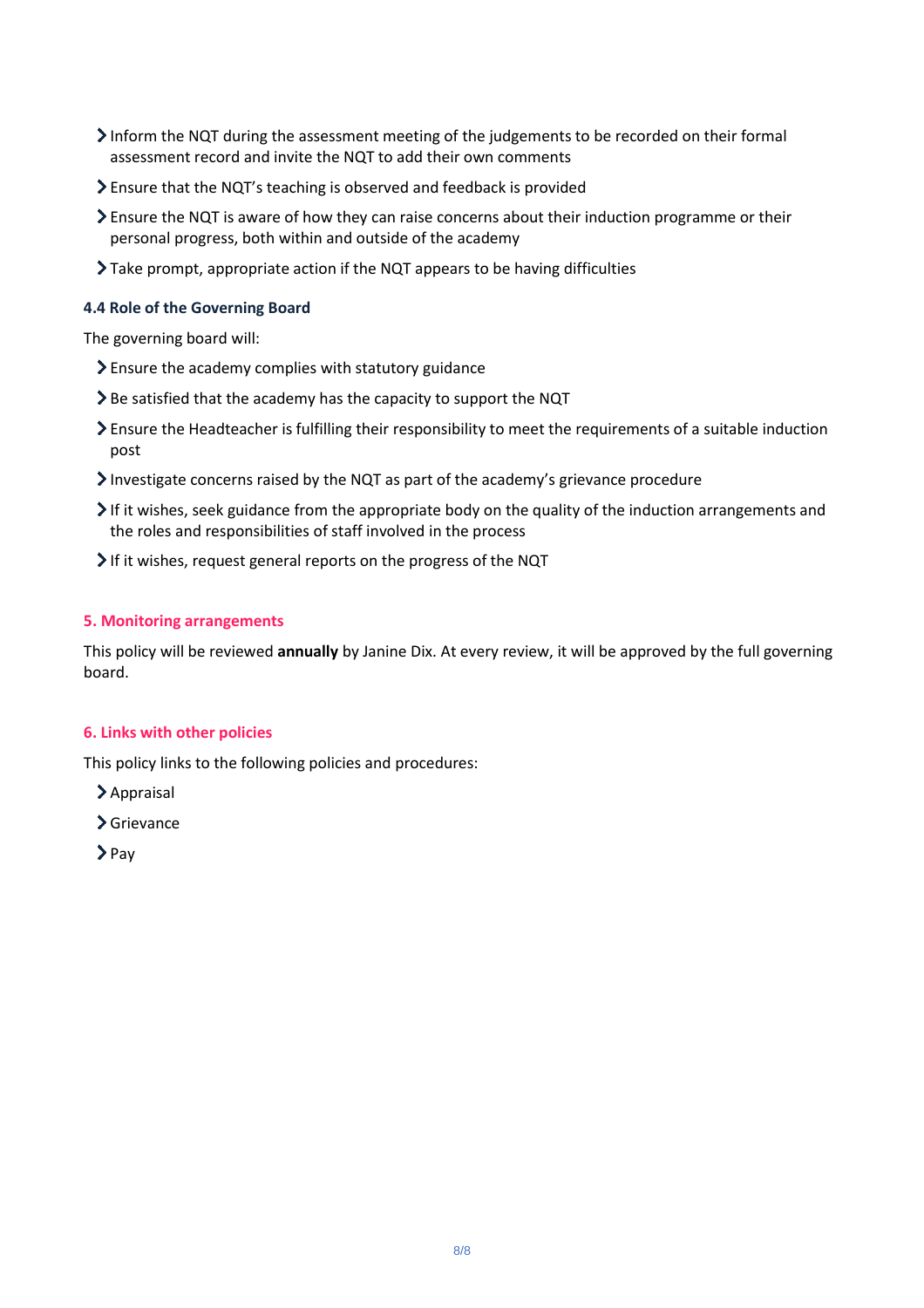- Inform the NQT during the assessment meeting of the judgements to be recorded on their formal assessment record and invite the NQT to add their own comments
- Ensure that the NQT's teaching is observed and feedback is provided
- Ensure the NQT is aware of how they can raise concerns about their induction programme or their personal progress, both within and outside of the academy
- Take prompt, appropriate action if the NQT appears to be having difficulties

### 4.4 Role of the Governing Board

The governing board will:

- Ensure the academy complies with statutory guidance
- Be satisfied that the academy has the capacity to support the NQT
- Ensure the Headteacher is fulfilling their responsibility to meet the requirements of a suitable induction post
- Investigate concerns raised by the NQT as part of the academy's grievance procedure
- If it wishes, seek guidance from the appropriate body on the quality of the induction arrangements and the roles and responsibilities of staff involved in the process
- If it wishes, request general reports on the progress of the NQT

## 5. Monitoring arrangements

This policy will be reviewed **annually** by Janine Dix. At every review, it will be approved by the full governing board.

## 6. Links with other policies

This policy links to the following policies and procedures:

- Appraisal
- Grievance
- Pay